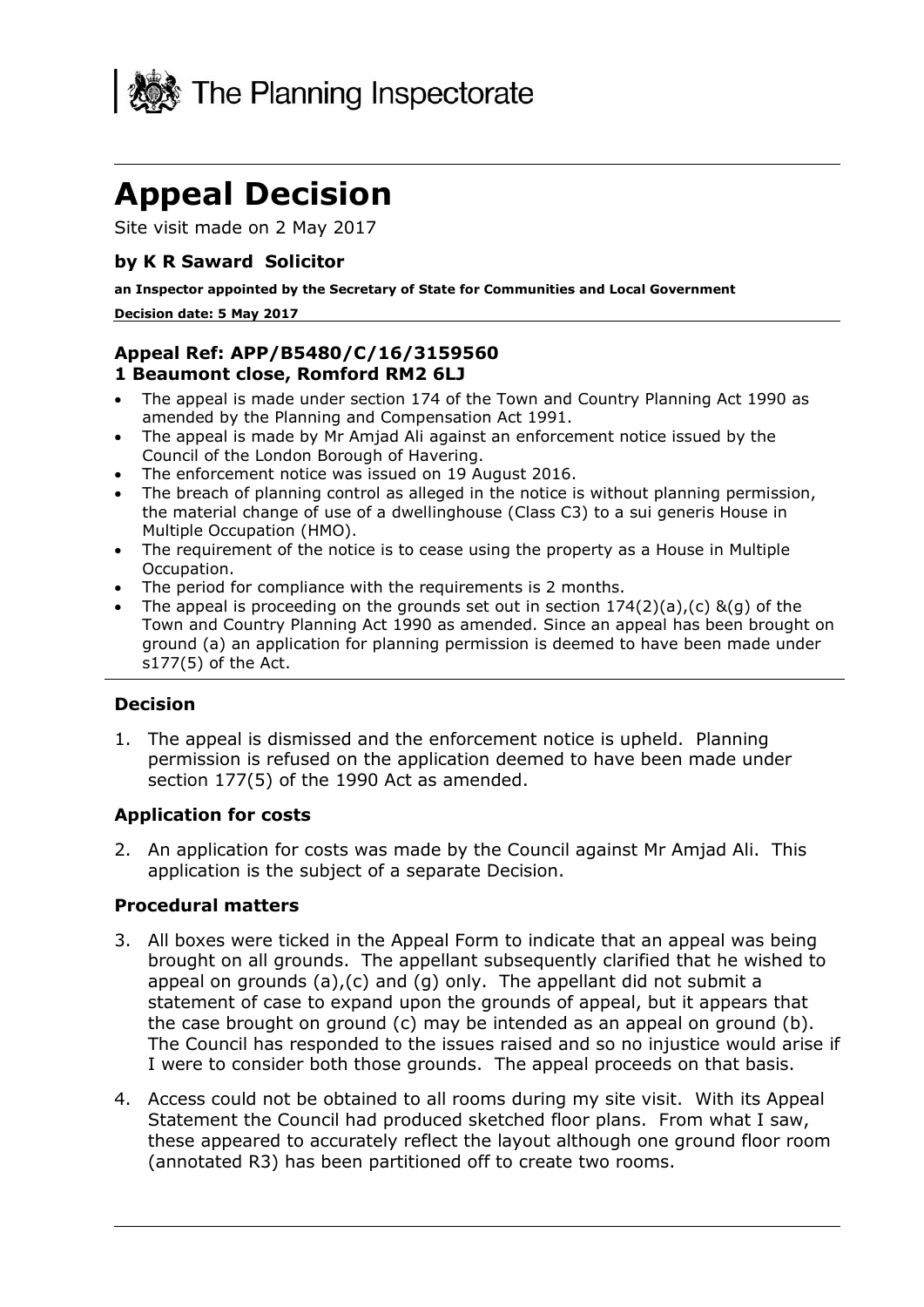The Planning Inspectorate

# Appeal Decision

Site visit made on 2 May 2017

### by K R Saward Solicitor

**an Inspector appointed by the Secretary of State for Communities and Local Government**

**Decision date: 5 May 2017**

### Appeal Ref: APP/B5480/C/16/3159560
### 1 Beaumont close, Romford RM2 6LJ

- The appeal is made under section 174 of the Town and Country Planning Act 1990 as amended by the Planning and Compensation Act 1991.
- The appeal is made by Mr Amjad Ali against an enforcement notice issued by the Council of the London Borough of Havering.
- The enforcement notice was issued on 19 August 2016.
- The breach of planning control as alleged in the notice is without planning permission, the material change of use of a dwellinghouse (Class C3) to a sui generis House in Multiple Occupation (HMO).
- The requirement of the notice is to cease using the property as a House in Multiple Occupation.
- The period for compliance with the requirements is 2 months.
- The appeal is proceeding on the grounds set out in section 174(2)(a),(c) &(g) of the Town and Country Planning Act 1990 as amended. Since an appeal has been brought on ground (a) an application for planning permission is deemed to have been made under s177(5) of the Act.

## Decision

1. The appeal is dismissed and the enforcement notice is upheld. Planning permission is refused on the application deemed to have been made under section 177(5) of the 1990 Act as amended.

## Application for costs

2. An application for costs was made by the Council against Mr Amjad Ali. This application is the subject of a separate Decision.

## Procedural matters

3. All boxes were ticked in the Appeal Form to indicate that an appeal was being brought on all grounds. The appellant subsequently clarified that he wished to appeal on grounds (a),(c) and (g) only. The appellant did not submit a statement of case to expand upon the grounds of appeal, but it appears that the case brought on ground (c) may be intended as an appeal on ground (b). The Council has responded to the issues raised and so no injustice would arise if I were to consider both those grounds. The appeal proceeds on that basis.

4. Access could not be obtained to all rooms during my site visit. With its Appeal Statement the Council had produced sketched floor plans. From what I saw, these appeared to accurately reflect the layout although one ground floor room (annotated R3) has been partitioned off to create two rooms.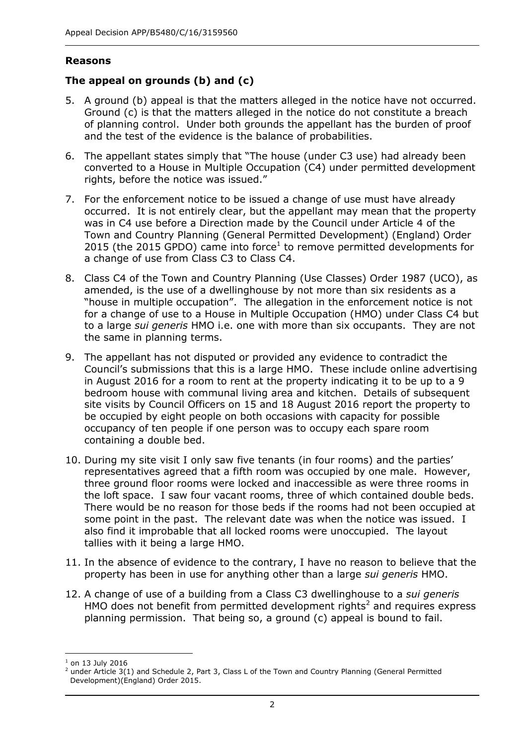## Reasons

### The appeal on grounds (b) and (c)

5. A ground (b) appeal is that the matters alleged in the notice have not occurred. Ground (c) is that the matters alleged in the notice do not constitute a breach of planning control. Under both grounds the appellant has the burden of proof and the test of the evidence is the balance of probabilities.

6. The appellant states simply that "The house (under C3 use) had already been converted to a House in Multiple Occupation (C4) under permitted development rights, before the notice was issued."

7. For the enforcement notice to be issued a change of use must have already occurred. It is not entirely clear, but the appellant may mean that the property was in C4 use before a Direction made by the Council under Article 4 of the Town and Country Planning (General Permitted Development) (England) Order 2015 (the 2015 GPDO) came into force[1] to remove permitted developments for a change of use from Class C3 to Class C4.

8. Class C4 of the Town and Country Planning (Use Classes) Order 1987 (UCO), as amended, is the use of a dwellinghouse by not more than six residents as a "house in multiple occupation". The allegation in the enforcement notice is not for a change of use to a House in Multiple Occupation (HMO) under Class C4 but to a large *sui generis* HMO i.e. one with more than six occupants. They are not the same in planning terms.

9. The appellant has not disputed or provided any evidence to contradict the Council's submissions that this is a large HMO. These include online advertising in August 2016 for a room to rent at the property indicating it to be up to a 9 bedroom house with communal living area and kitchen. Details of subsequent site visits by Council Officers on 15 and 18 August 2016 report the property to be occupied by eight people on both occasions with capacity for possible occupancy of ten people if one person was to occupy each spare room containing a double bed.

10. During my site visit I only saw five tenants (in four rooms) and the parties' representatives agreed that a fifth room was occupied by one male. However, three ground floor rooms were locked and inaccessible as were three rooms in the loft space. I saw four vacant rooms, three of which contained double beds. There would be no reason for those beds if the rooms had not been occupied at some point in the past. The relevant date was when the notice was issued. I also find it improbable that all locked rooms were unoccupied. The layout tallies with it being a large HMO.

11. In the absence of evidence to the contrary, I have no reason to believe that the property has been in use for anything other than a large *sui generis* HMO.

12. A change of use of a building from a Class C3 dwellinghouse to a *sui generis* HMO does not benefit from permitted development rights[2] and requires express planning permission. That being so, a ground (c) appeal is bound to fail.

---

[1] on 13 July 2016

[2] under Article 3(1) and Schedule 2, Part 3, Class L of the Town and Country Planning (General Permitted Development)(England) Order 2015.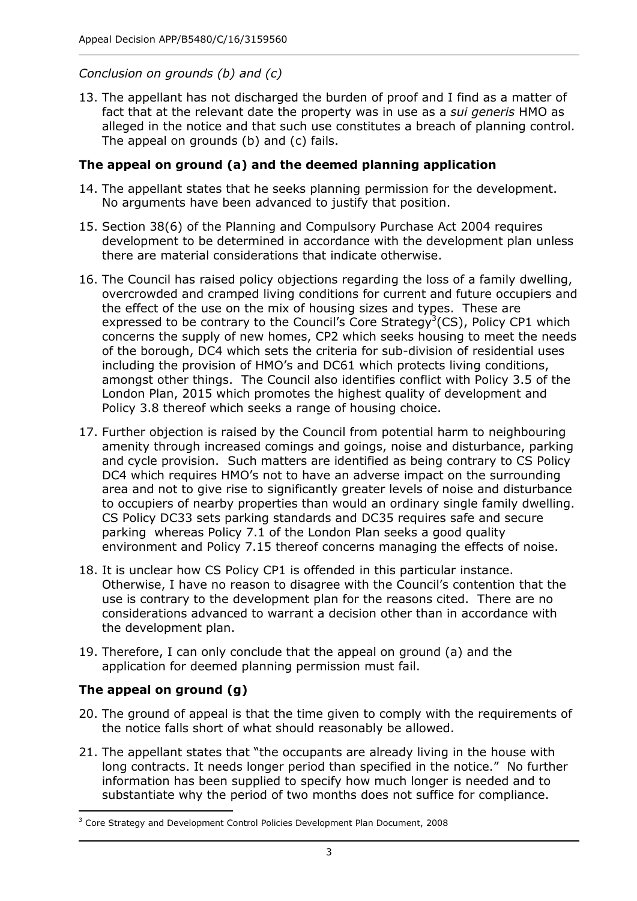*Conclusion on grounds (b) and (c)*

13. The appellant has not discharged the burden of proof and I find as a matter of fact that at the relevant date the property was in use as a *sui generis* HMO as alleged in the notice and that such use constitutes a breach of planning control. The appeal on grounds (b) and (c) fails.

## The appeal on ground (a) and the deemed planning application

14. The appellant states that he seeks planning permission for the development. No arguments have been advanced to justify that position.

15. Section 38(6) of the Planning and Compulsory Purchase Act 2004 requires development to be determined in accordance with the development plan unless there are material considerations that indicate otherwise.

16. The Council has raised policy objections regarding the loss of a family dwelling, overcrowded and cramped living conditions for current and future occupiers and the effect of the use on the mix of housing sizes and types. These are expressed to be contrary to the Council's Core Strategy[3](CS), Policy CP1 which concerns the supply of new homes, CP2 which seeks housing to meet the needs of the borough, DC4 which sets the criteria for sub-division of residential uses including the provision of HMO's and DC61 which protects living conditions, amongst other things. The Council also identifies conflict with Policy 3.5 of the London Plan, 2015 which promotes the highest quality of development and Policy 3.8 thereof which seeks a range of housing choice.

17. Further objection is raised by the Council from potential harm to neighbouring amenity through increased comings and goings, noise and disturbance, parking and cycle provision. Such matters are identified as being contrary to CS Policy DC4 which requires HMO's not to have an adverse impact on the surrounding area and not to give rise to significantly greater levels of noise and disturbance to occupiers of nearby properties than would an ordinary single family dwelling. CS Policy DC33 sets parking standards and DC35 requires safe and secure parking whereas Policy 7.1 of the London Plan seeks a good quality environment and Policy 7.15 thereof concerns managing the effects of noise.

18. It is unclear how CS Policy CP1 is offended in this particular instance. Otherwise, I have no reason to disagree with the Council's contention that the use is contrary to the development plan for the reasons cited. There are no considerations advanced to warrant a decision other than in accordance with the development plan.

19. Therefore, I can only conclude that the appeal on ground (a) and the application for deemed planning permission must fail.

## The appeal on ground (g)

20. The ground of appeal is that the time given to comply with the requirements of the notice falls short of what should reasonably be allowed.

21. The appellant states that "the occupants are already living in the house with long contracts. It needs longer period than specified in the notice." No further information has been supplied to specify how much longer is needed and to substantiate why the period of two months does not suffice for compliance.

---

[3] Core Strategy and Development Control Policies Development Plan Document, 2008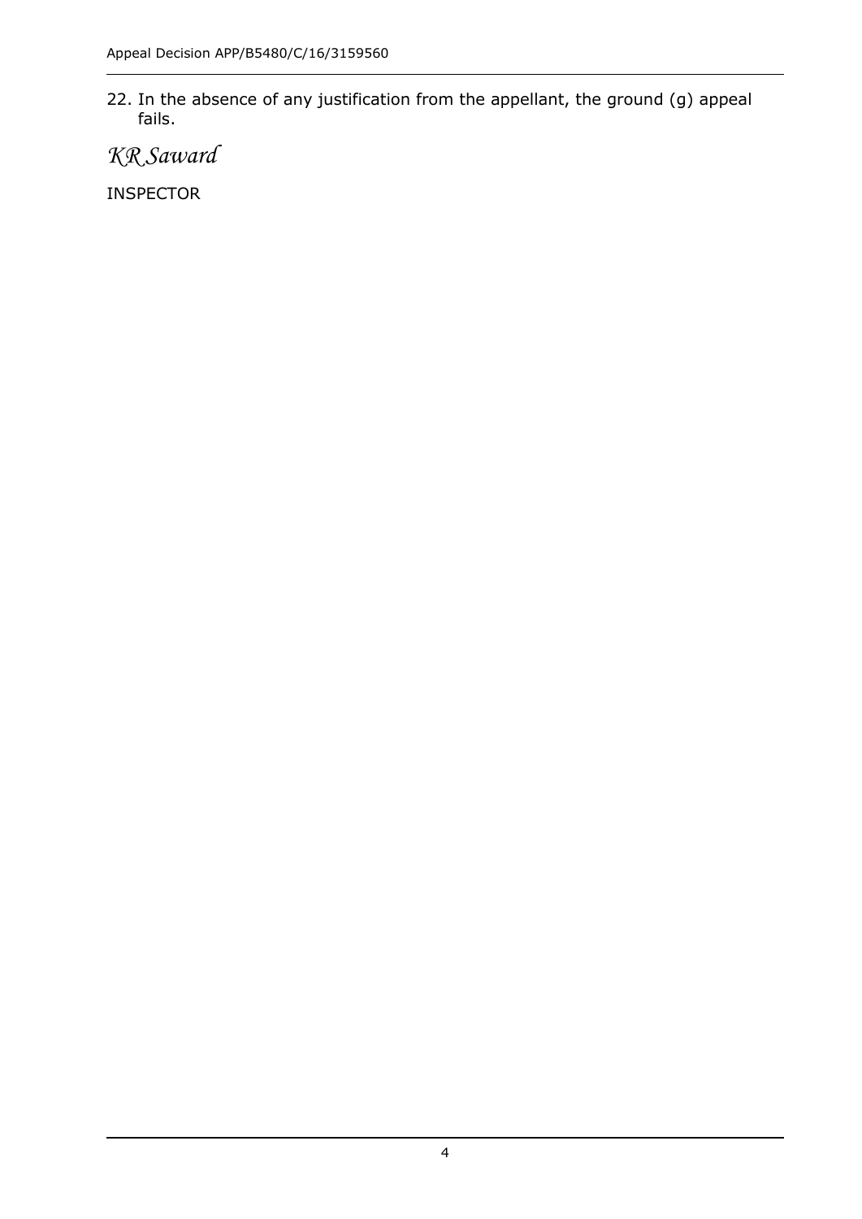22. In the absence of any justification from the appellant, the ground (g) appeal fails.

*KR Saward*

INSPECTOR